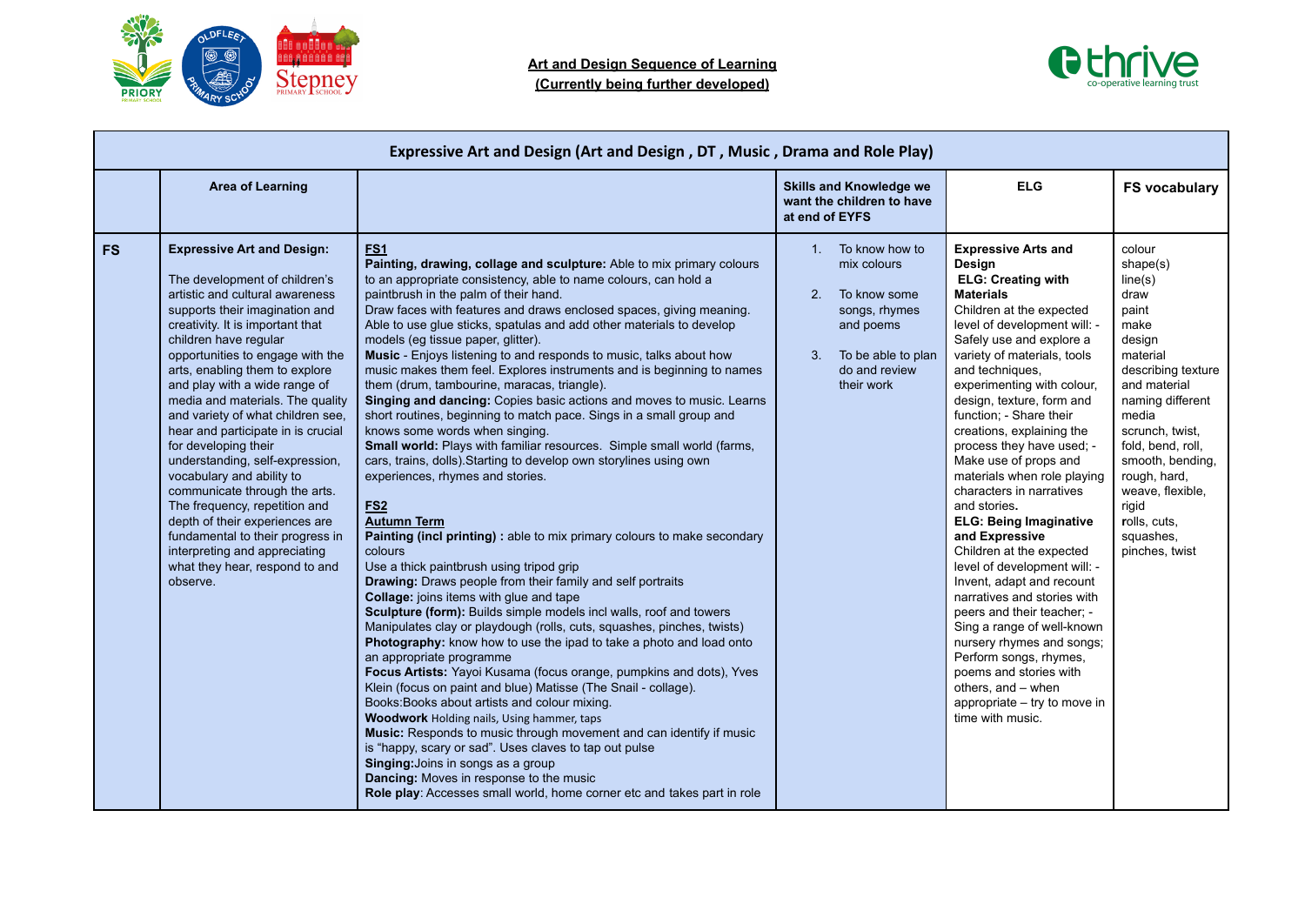**Art and Design Sequence of Learning**
**(Currently being further developed)**

| Expressive Art and Design (Art and Design , DT , Music , Drama and Role Play) | | | | | |
|---|---|---|---|---|---|
| | **Area of Learning** | | **Skills and Knowledge we want the children to have at end of EYFS** | **ELG** | **FS vocabulary** |
| **FS** | **Expressive Art and Design:**<br><br>The development of children's artistic and cultural awareness supports their imagination and creativity. It is important that children have regular opportunities to engage with the arts, enabling them to explore and play with a wide range of media and materials. The quality and variety of what children see, hear and participate in is crucial for developing their understanding, self-expression, vocabulary and ability to communicate through the arts. The frequency, repetition and depth of their experiences are fundamental to their progress in interpreting and appreciating what they hear, respond to and observe. | **FS1**<br>**Painting, drawing, collage and sculpture:** Able to mix primary colours to an appropriate consistency, able to name colours, can hold a paintbrush in the palm of their hand.<br>Draw faces with features and draws enclosed spaces, giving meaning. Able to use glue sticks, spatulas and add other materials to develop models (eg tissue paper, glitter).<br>**Music** - Enjoys listening to and responds to music, talks about how music makes them feel. Explores instruments and is beginning to names them (drum, tambourine, maracas, triangle).<br>**Singing and dancing:** Copies basic actions and moves to music. Learns short routines, beginning to match pace. Sings in a small group and knows some words when singing.<br>**Small world:** Plays with familiar resources. Simple small world (farms, cars, trains, dolls).Starting to develop own storylines using own experiences, rhymes and stories.<br><br>**FS2**<br>**Autumn Term**<br>**Painting (incl printing) :** able to mix primary colours to make secondary colours<br>Use a thick paintbrush using tripod grip<br>**Drawing:** Draws people from their family and self portraits<br>**Collage:** joins items with glue and tape<br>**Sculpture (form):** Builds simple models incl walls, roof and towers Manipulates clay or playdough (rolls, cuts, squashes, pinches, twists)<br>**Photography:** know how to use the ipad to take a photo and load onto an appropriate programme<br>**Focus Artists:** Yayoi Kusama (focus orange, pumpkins and dots), Yves Klein (focus on paint and blue) Matisse (The Snail - collage).<br>Books:Books about artists and colour mixing.<br>**Woodwork** Holding nails, Using hammer, taps<br>**Music:** Responds to music through movement and can identify if music is "happy, scary or sad". Uses claves to tap out pulse<br>**Singing:**Joins in songs as a group<br>**Dancing:** Moves in response to the music<br>**Role play**: Accesses small world, home corner etc and takes part in role | 1. To know how to mix colours<br><br>2. To know some songs, rhymes and poems<br><br>3. To be able to plan do and review their work | **Expressive Arts and Design**<br>**ELG: Creating with Materials**<br>Children at the expected level of development will: - Safely use and explore a variety of materials, tools and techniques, experimenting with colour, design, texture, form and function; - Share their creations, explaining the process they have used; - Make use of props and materials when role playing characters in narratives and stories.<br>**ELG: Being Imaginative and Expressive**<br>Children at the expected level of development will: - Invent, adapt and recount narratives and stories with peers and their teacher; - Sing a range of well-known nursery rhymes and songs; Perform songs, rhymes, poems and stories with others, and – when appropriate – try to move in time with music. | colour<br>shape(s)<br>line(s)<br>draw<br>paint<br>make<br>design<br>material<br>describing texture and material<br>naming different media<br>scrunch, twist, fold, bend, roll, smooth, bending, rough, hard, weave, flexible, rigid<br>rolls, cuts, squashes, pinches, twist |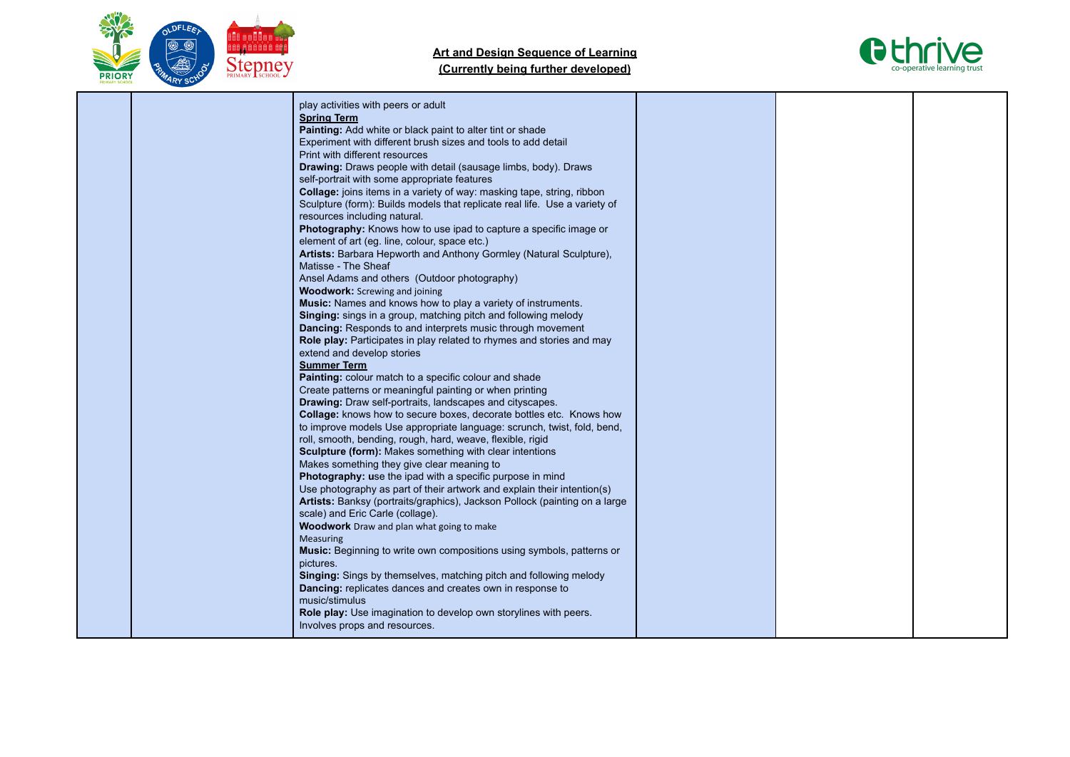| | | | | | |
|---|---|---|---|---|---|
| | | play activities with peers or adult<br>**Spring Term**<br>**Painting:** Add white or black paint to alter tint or shade<br>Experiment with different brush sizes and tools to add detail<br>Print with different resources<br>**Drawing:** Draws people with detail (sausage limbs, body). Draws self-portrait with some appropriate features<br>**Collage:** joins items in a variety of way: masking tape, string, ribbon<br>Sculpture (form): Builds models that replicate real life. Use a variety of resources including natural.<br>**Photography:** Knows how to use ipad to capture a specific image or element of art (eg. line, colour, space etc.)<br>**Artists:** Barbara Hepworth and Anthony Gormley (Natural Sculpture), Matisse - The Sheaf<br>Ansel Adams and others (Outdoor photography)<br>**Woodwork:** Screwing and joining<br>**Music:** Names and knows how to play a variety of instruments.<br>**Singing:** sings in a group, matching pitch and following melody<br>**Dancing:** Responds to and interprets music through movement<br>**Role play:** Participates in play related to rhymes and stories and may extend and develop stories<br>**Summer Term**<br>**Painting:** colour match to a specific colour and shade<br>Create patterns or meaningful painting or when printing<br>**Drawing:** Draw self-portraits, landscapes and cityscapes.<br>**Collage:** knows how to secure boxes, decorate bottles etc. Knows how to improve models Use appropriate language: scrunch, twist, fold, bend, roll, smooth, bending, rough, hard, weave, flexible, rigid<br>**Sculpture (form):** Makes something with clear intentions<br>Makes something they give clear meaning to<br>**Photography:** use the ipad with a specific purpose in mind<br>Use photography as part of their artwork and explain their intention(s)<br>**Artists:** Banksy (portraits/graphics), Jackson Pollock (painting on a large scale) and Eric Carle (collage).<br>**Woodwork** Draw and plan what going to make<br>Measuring<br>**Music:** Beginning to write own compositions using symbols, patterns or pictures.<br>**Singing:** Sings by themselves, matching pitch and following melody<br>**Dancing:** replicates dances and creates own in response to music/stimulus<br>**Role play:** Use imagination to develop own storylines with peers. Involves props and resources. | | | |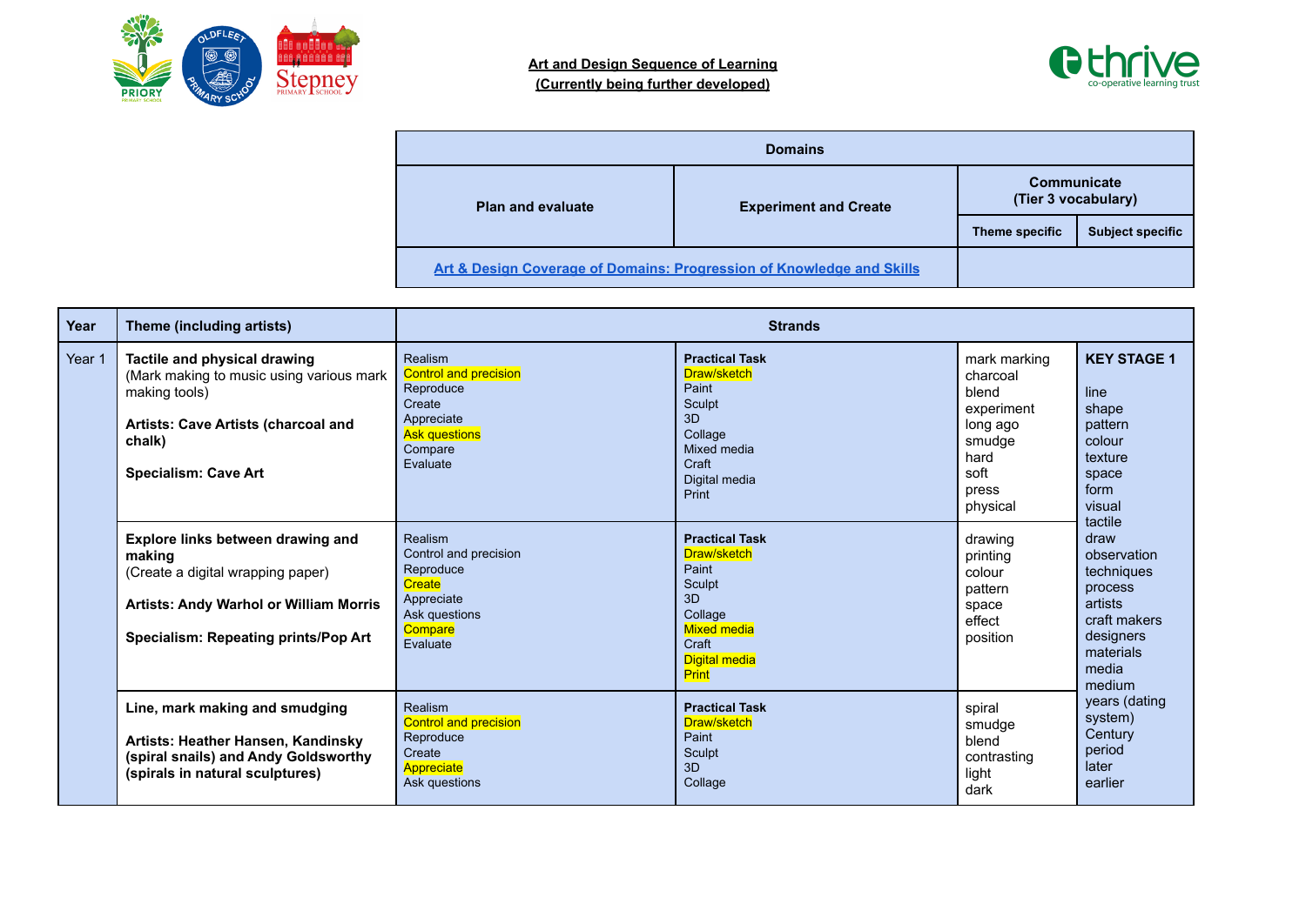**Art and Design Sequence of Learning**
**(Currently being further developed)**

| Domains | | | |
|---|---|---|---|
| **Plan and evaluate** | **Experiment and Create** | **Communicate (Tier 3 vocabulary)** | |
| | | **Theme specific** | **Subject specific** |
| [Art & Design Coverage of Domains: Progression of Knowledge and Skills] | | | |

| Year | Theme (including artists) | Strands | | | |
|---|---|---|---|---|---|
| Year 1 | **Tactile and physical drawing**<br>(Mark making to music using various mark making tools)<br><br>**Artists: Cave Artists (charcoal and chalk)**<br><br>**Specialism: Cave Art** | Realism<br>Control and precision<br>Reproduce<br>Create<br>Appreciate<br>Ask questions<br>Compare<br>Evaluate | **Practical Task**<br>Draw/sketch<br>Paint<br>Sculpt<br>3D<br>Collage<br>Mixed media<br>Craft<br>Digital media<br>Print | mark marking<br>charcoal<br>blend<br>experiment<br>long ago<br>smudge<br>hard<br>soft<br>press<br>physical | **KEY STAGE 1**<br><br>line<br>shape<br>pattern<br>colour<br>texture<br>space<br>form<br>visual<br>tactile<br>draw<br>observation<br>techniques<br>process<br>artists<br>craft makers<br>designers<br>materials<br>media<br>medium<br>years (dating system)<br>Century<br>period<br>later<br>earlier |
| | **Explore links between drawing and making**<br>(Create a digital wrapping paper)<br><br>**Artists: Andy Warhol or William Morris**<br><br>**Specialism: Repeating prints/Pop Art** | Realism<br>Control and precision<br>Reproduce<br>Create<br>Appreciate<br>Ask questions<br>Compare<br>Evaluate | **Practical Task**<br>Draw/sketch<br>Paint<br>Sculpt<br>3D<br>Collage<br>Mixed media<br>Craft<br>Digital media<br>Print | drawing<br>printing<br>colour<br>pattern<br>space<br>effect<br>position | |
| | **Line, mark making and smudging**<br><br>**Artists: Heather Hansen, Kandinsky (spiral snails) and Andy Goldsworthy (spirals in natural sculptures)** | Realism<br>Control and precision<br>Reproduce<br>Create<br>Appreciate<br>Ask questions | **Practical Task**<br>Draw/sketch<br>Paint<br>Sculpt<br>3D<br>Collage | spiral<br>smudge<br>blend<br>contrasting<br>light<br>dark | |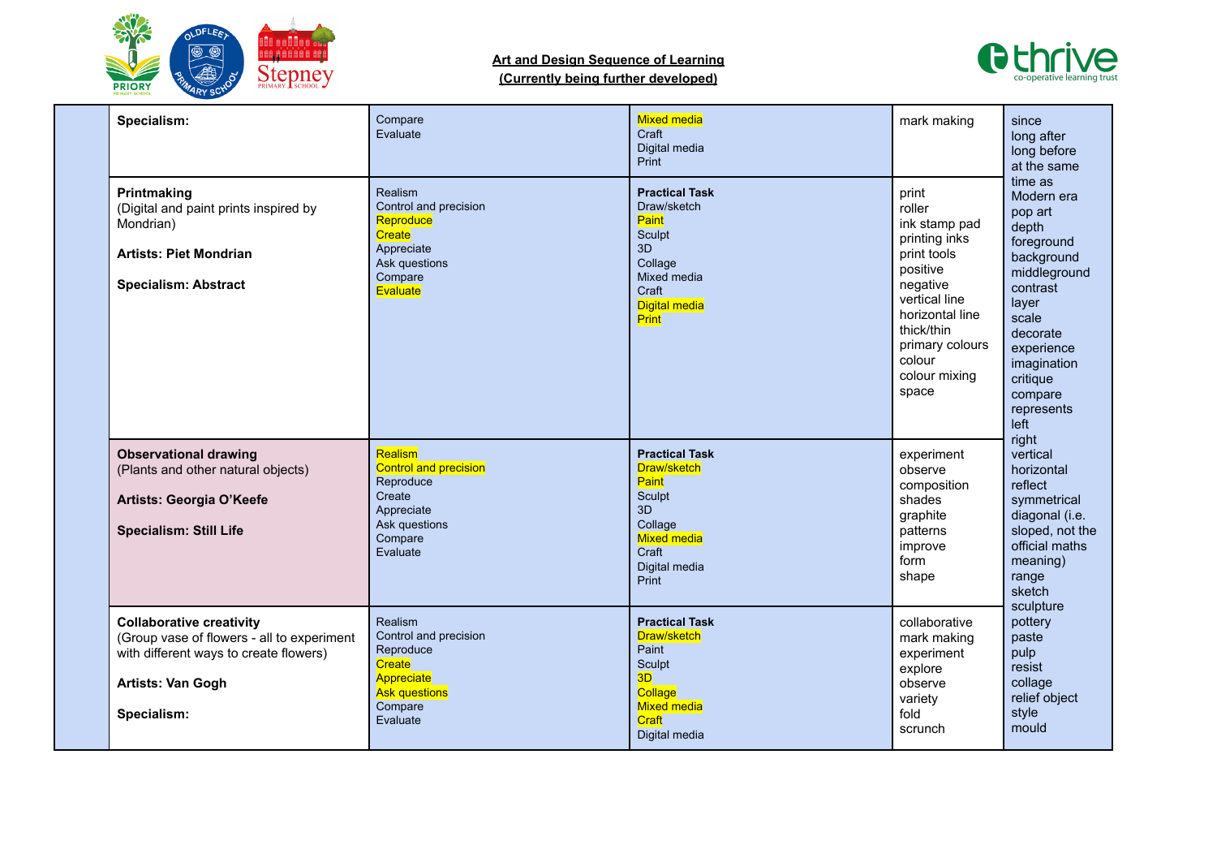**Art and Design Sequence of Learning**
**(Currently being further developed)**

| | | | | | |
|---|---|---|---|---|---|
| | **Specialism:** | Compare<br>Evaluate | Mixed media<br>Craft<br>Digital media<br>Print | mark making | since<br>long after<br>long before<br>at the same time as<br>Modern era<br>pop art<br>depth<br>foreground<br>background<br>middleground<br>contrast<br>layer<br>scale<br>decorate<br>experience<br>imagination<br>critique<br>compare<br>represents<br>left<br>right<br>vertical<br>horizontal<br>reflect<br>symmetrical<br>diagonal (i.e. sloped, not the official maths meaning)<br>range<br>sketch<br>sculpture<br>pottery<br>paste<br>pulp<br>resist<br>collage<br>relief object<br>style<br>mould |
| | **Printmaking**<br>(Digital and paint prints inspired by Mondrian)<br><br>**Artists: Piet Mondrian**<br><br>**Specialism: Abstract** | Realism<br>Control and precision<br>Reproduce<br>Create<br>Appreciate<br>Ask questions<br>Compare<br>Evaluate | **Practical Task**<br>Draw/sketch<br>Paint<br>Sculpt<br>3D<br>Collage<br>Mixed media<br>Craft<br>Digital media<br>Print | print<br>roller<br>ink stamp pad<br>printing inks<br>print tools<br>positive<br>negative<br>vertical line<br>horizontal line<br>thick/thin<br>primary colours<br>colour<br>colour mixing<br>space | |
| | **Observational drawing**<br>(Plants and other natural objects)<br><br>**Artists: Georgia O'Keefe**<br><br>**Specialism: Still Life** | Realism<br>Control and precision<br>Reproduce<br>Create<br>Appreciate<br>Ask questions<br>Compare<br>Evaluate | **Practical Task**<br>Draw/sketch<br>Paint<br>Sculpt<br>3D<br>Collage<br>Mixed media<br>Craft<br>Digital media<br>Print | experiment<br>observe<br>composition<br>shades<br>graphite<br>patterns<br>improve<br>form<br>shape | |
| | **Collaborative creativity**<br>(Group vase of flowers - all to experiment with different ways to create flowers)<br><br>**Artists: Van Gogh**<br><br>**Specialism:** | Realism<br>Control and precision<br>Reproduce<br>Create<br>Appreciate<br>Ask questions<br>Compare<br>Evaluate | **Practical Task**<br>Draw/sketch<br>Paint<br>Sculpt<br>3D<br>Collage<br>Mixed media<br>Craft<br>Digital media | collaborative<br>mark making<br>experiment<br>explore<br>observe<br>variety<br>fold<br>scrunch | |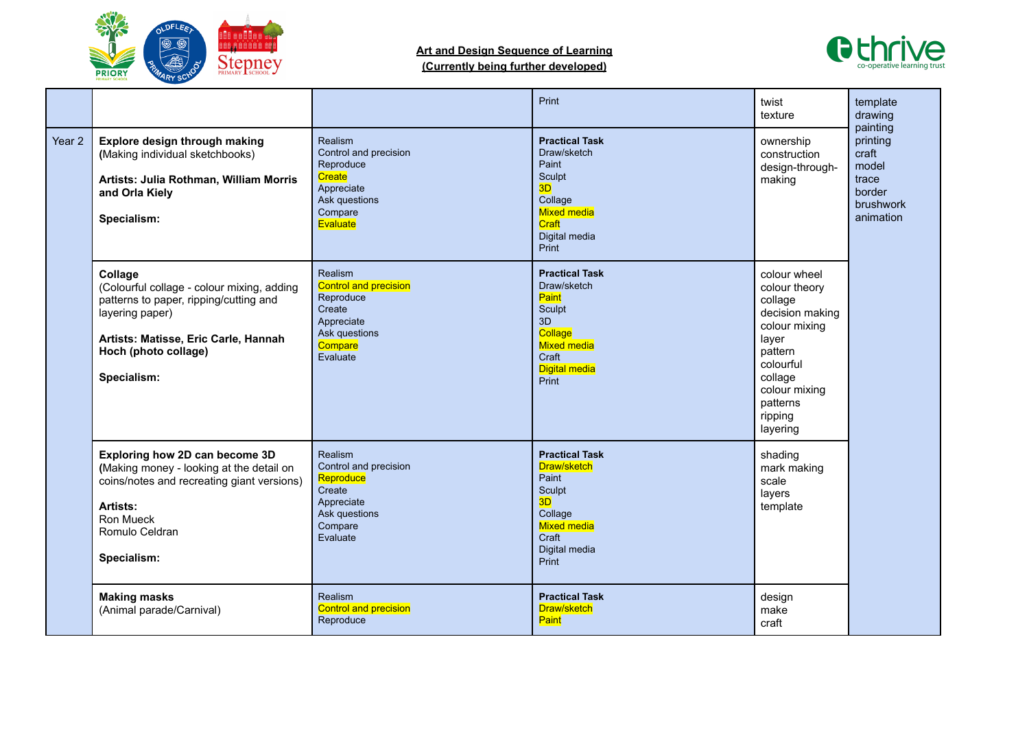**Art and Design Sequence of Learning**
**(Currently being further developed)**

| | | | | | |
|---|---|---|---|---|---|
| | | | Print | twist<br>texture | template<br>drawing<br>painting<br>printing<br>craft<br>model<br>trace<br>border<br>brushwork<br>animation |
| Year 2 | **Explore design through making**<br>**(**Making individual sketchbooks)<br><br>**Artists: Julia Rothman, William Morris and Orla Kiely**<br><br>**Specialism:** | Realism<br>Control and precision<br>Reproduce<br>Create<br>Appreciate<br>Ask questions<br>Compare<br>Evaluate | **Practical Task**<br>Draw/sketch<br>Paint<br>Sculpt<br>3D<br>Collage<br>Mixed media<br>Craft<br>Digital media<br>Print | ownership<br>construction<br>design-through-making | |
| | **Collage**<br>(Colourful collage - colour mixing, adding patterns to paper, ripping/cutting and layering paper)<br><br>**Artists: Matisse, Eric Carle, Hannah Hoch (photo collage)**<br><br>**Specialism:** | Realism<br>Control and precision<br>Reproduce<br>Create<br>Appreciate<br>Ask questions<br>Compare<br>Evaluate | **Practical Task**<br>Draw/sketch<br>Paint<br>Sculpt<br>3D<br>Collage<br>Mixed media<br>Craft<br>Digital media<br>Print | colour wheel<br>colour theory<br>collage<br>decision making<br>colour mixing<br>layer<br>pattern<br>colourful<br>collage<br>colour mixing<br>patterns<br>ripping<br>layering | |
| | **Exploring how 2D can become 3D**<br>**(**Making money - looking at the detail on coins/notes and recreating giant versions)<br><br>**Artists:**<br>Ron Mueck<br>Romulo Celdran<br><br>**Specialism:** | Realism<br>Control and precision<br>Reproduce<br>Create<br>Appreciate<br>Ask questions<br>Compare<br>Evaluate | **Practical Task**<br>Draw/sketch<br>Paint<br>Sculpt<br>3D<br>Collage<br>Mixed media<br>Craft<br>Digital media<br>Print | shading<br>mark making<br>scale<br>layers<br>template | |
| | **Making masks**<br>(Animal parade/Carnival) | Realism<br>Control and precision<br>Reproduce | **Practical Task**<br>Draw/sketch<br>Paint | design<br>make<br>craft | |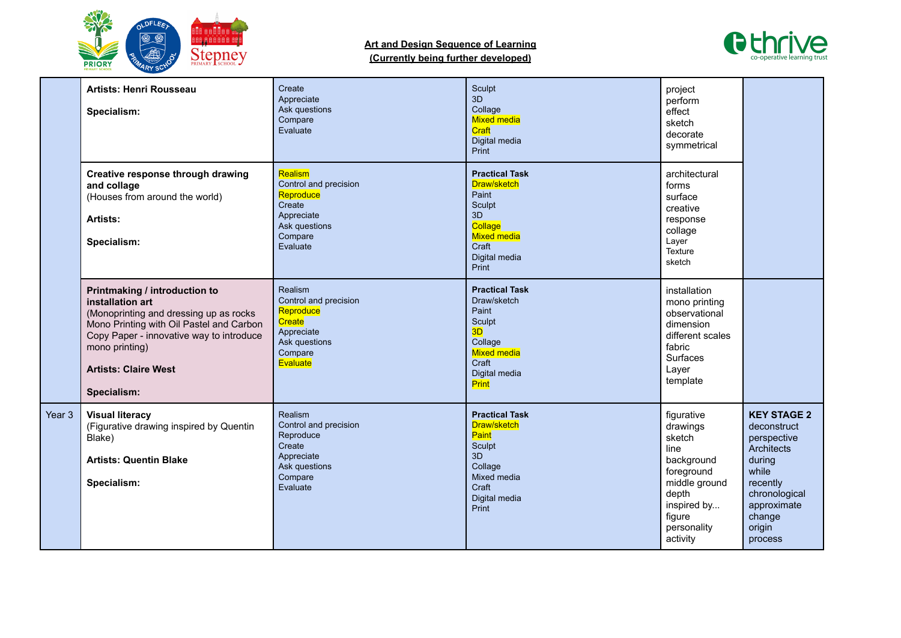**Art and Design Sequence of Learning**
**(Currently being further developed)**

| | | | | | |
|---|---|---|---|---|---|
| | **Artists: Henri Rousseau**<br><br>**Specialism:** | Create<br>Appreciate<br>Ask questions<br>Compare<br>Evaluate | Sculpt<br>3D<br>Collage<br>Mixed media<br>Craft<br>Digital media<br>Print | project<br>perform<br>effect<br>sketch<br>decorate<br>symmetrical | |
| | **Creative response through drawing and collage**<br>(Houses from around the world)<br><br>**Artists:**<br><br>**Specialism:** | Realism<br>Control and precision<br>Reproduce<br>Create<br>Appreciate<br>Ask questions<br>Compare<br>Evaluate | **Practical Task**<br>Draw/sketch<br>Paint<br>Sculpt<br>3D<br>Collage<br>Mixed media<br>Craft<br>Digital media<br>Print | architectural<br>forms<br>surface<br>creative<br>response<br>collage<br>Layer<br>Texture<br>sketch | |
| | **Printmaking / introduction to installation art**<br>(Monoprinting and dressing up as rocks Mono Printing with Oil Pastel and Carbon Copy Paper - innovative way to introduce mono printing)<br><br>**Artists: Claire West**<br><br>**Specialism:** | Realism<br>Control and precision<br>Reproduce<br>Create<br>Appreciate<br>Ask questions<br>Compare<br>Evaluate | **Practical Task**<br>Draw/sketch<br>Paint<br>Sculpt<br>3D<br>Collage<br>Mixed media<br>Craft<br>Digital media<br>Print | installation<br>mono printing<br>observational<br>dimension<br>different scales<br>fabric<br>Surfaces<br>Layer<br>template | |
| Year 3 | **Visual literacy**<br>(Figurative drawing inspired by Quentin Blake)<br><br>**Artists: Quentin Blake**<br><br>**Specialism:** | Realism<br>Control and precision<br>Reproduce<br>Create<br>Appreciate<br>Ask questions<br>Compare<br>Evaluate | **Practical Task**<br>Draw/sketch<br>Paint<br>Sculpt<br>3D<br>Collage<br>Mixed media<br>Craft<br>Digital media<br>Print | figurative<br>drawings<br>sketch<br>line<br>background<br>foreground<br>middle ground<br>depth<br>inspired by...<br>figure<br>personality<br>activity | **KEY STAGE 2**<br>deconstruct<br>perspective<br>Architects<br>during<br>while<br>recently<br>chronological<br>approximate<br>change<br>origin<br>process |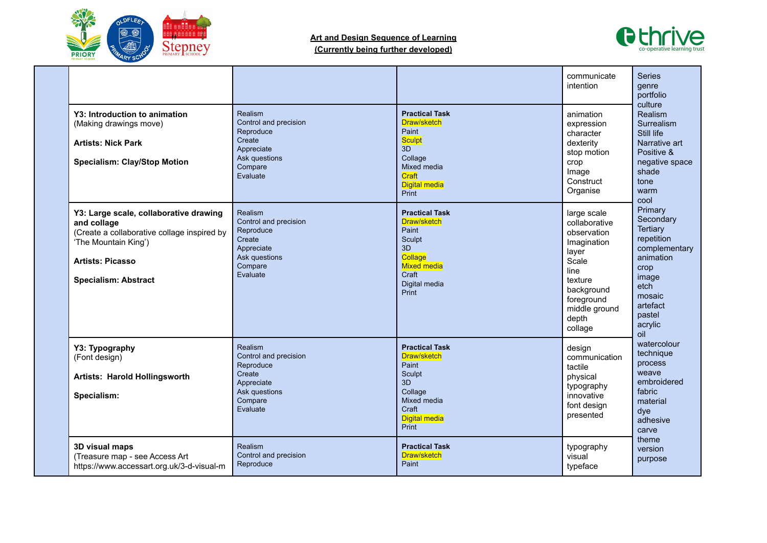**Art and Design Sequence of Learning**
**(Currently being further developed)**

| | | | | | |
|---|---|---|---|---|---|
| | | | | communicate intention | Series genre portfolio culture Realism Surrealism Still life Narrative art Positive & negative space shade tone warm cool Primary Secondary Tertiary repetition complementary animation crop image etch mosaic artefact pastel acrylic oil watercolour technique process weave embroidered fabric material dye adhesive carve theme version purpose |
| | **Y3: Introduction to animation** (Making drawings move) **Artists: Nick Park** **Specialism: Clay/Stop Motion** | Realism Control and precision Reproduce Create Appreciate Ask questions Compare Evaluate | **Practical Task** Draw/sketch Paint Sculpt 3D Collage Mixed media Craft Digital media Print | animation expression character dexterity stop motion crop Image Construct Organise | |
| | **Y3: Large scale, collaborative drawing and collage** (Create a collaborative collage inspired by 'The Mountain King') **Artists: Picasso** **Specialism: Abstract** | Realism Control and precision Reproduce Create Appreciate Ask questions Compare Evaluate | **Practical Task** Draw/sketch Paint Sculpt 3D Collage Mixed media Craft Digital media Print | large scale collaborative observation Imagination layer Scale line texture background foreground middle ground depth collage | |
| | **Y3: Typography** (Font design) **Artists: Harold Hollingsworth** **Specialism:** | Realism Control and precision Reproduce Create Appreciate Ask questions Compare Evaluate | **Practical Task** Draw/sketch Paint Sculpt 3D Collage Mixed media Craft Digital media Print | design communication tactile physical typography innovative font design presented | |
| | **3D visual maps** (Treasure map - see Access Art https://www.accessart.org.uk/3-d-visual-m | Realism Control and precision Reproduce | **Practical Task** Draw/sketch Paint | typography visual typeface | |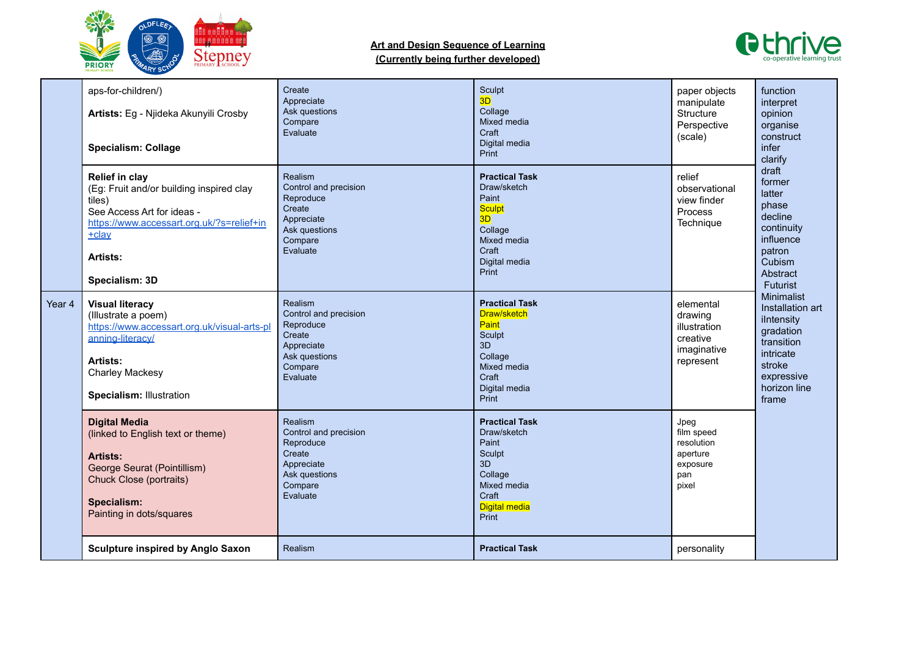**Art and Design Sequence of Learning**
**(Currently being further developed)**

| | | | | | |
|---|---|---|---|---|---|
| | aps-for-children/)<br><br>**Artists:** Eg - Njideka Akunyili Crosby<br><br>**Specialism: Collage** | Create<br>Appreciate<br>Ask questions<br>Compare<br>Evaluate | Sculpt<br>3D<br>Collage<br>Mixed media<br>Craft<br>Digital media<br>Print | paper objects<br>manipulate<br>Structure<br>Perspective<br>(scale) | function<br>interpret<br>opinion<br>organise<br>construct<br>infer<br>clarify<br>draft<br>former<br>latter<br>phase<br>decline<br>continuity<br>influence<br>patron<br>Cubism<br>Abstract<br>Futurist<br>Minimalist<br>Installation art<br>iIntensity<br>gradation<br>transition<br>intricate<br>stroke<br>expressive<br>horizon line<br>frame |
| | **Relief in clay**<br>(Eg: Fruit and/or building inspired clay tiles)<br>See Access Art for ideas - https://www.accessart.org.uk/?s=relief+in+clay<br><br>**Artists:**<br><br>**Specialism: 3D** | Realism<br>Control and precision<br>Reproduce<br>Create<br>Appreciate<br>Ask questions<br>Compare<br>Evaluate | **Practical Task**<br>Draw/sketch<br>Paint<br>Sculpt<br>3D<br>Collage<br>Mixed media<br>Craft<br>Digital media<br>Print | relief<br>observational<br>view finder<br>Process<br>Technique | |
| Year 4 | **Visual literacy**<br>(Illustrate a poem)<br>https://www.accessart.org.uk/visual-arts-planning-literacy/<br><br>**Artists:**<br>Charley Mackesy<br><br>**Specialism:** Illustration | Realism<br>Control and precision<br>Reproduce<br>Create<br>Appreciate<br>Ask questions<br>Compare<br>Evaluate | **Practical Task**<br>Draw/sketch<br>Paint<br>Sculpt<br>3D<br>Collage<br>Mixed media<br>Craft<br>Digital media<br>Print | elemental<br>drawing<br>illustration<br>creative<br>imaginative<br>represent | |
| | **Digital Media**<br>(linked to English text or theme)<br><br>**Artists:**<br>George Seurat (Pointillism)<br>Chuck Close (portraits)<br><br>**Specialism:**<br>Painting in dots/squares | Realism<br>Control and precision<br>Reproduce<br>Create<br>Appreciate<br>Ask questions<br>Compare<br>Evaluate | **Practical Task**<br>Draw/sketch<br>Paint<br>Sculpt<br>3D<br>Collage<br>Mixed media<br>Craft<br>Digital media<br>Print | Jpeg<br>film speed<br>resolution<br>aperture<br>exposure<br>pan<br>pixel | |
| | **Sculpture inspired by Anglo Saxon** | Realism | **Practical Task** | personality | |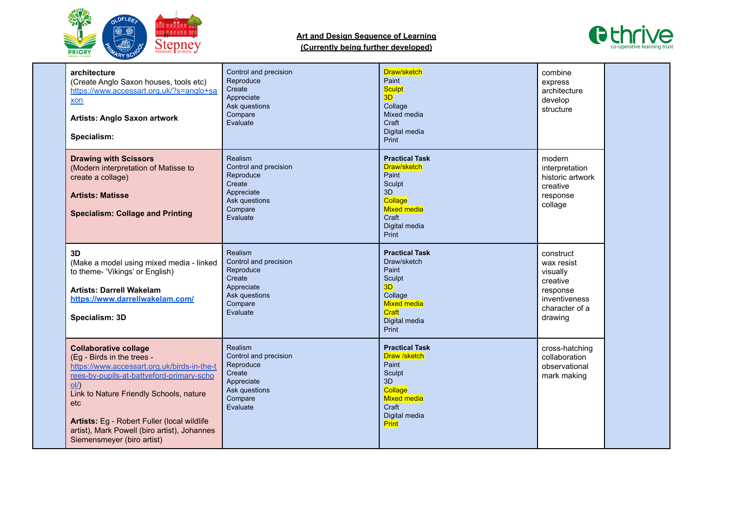**Art and Design Sequence of Learning**
**(Currently being further developed)**

| | | | | | |
|---|---|---|---|---|---|
| | **architecture**<br>(Create Anglo Saxon houses, tools etc)<br>https://www.accessart.org.uk/?s=anglo+saxon<br><br>**Artists: Anglo Saxon artwork**<br><br>**Specialism:** | Control and precision<br>Reproduce<br>Create<br>Appreciate<br>Ask questions<br>Compare<br>Evaluate | Draw/sketch<br>Paint<br>Sculpt<br>3D<br>Collage<br>Mixed media<br>Craft<br>Digital media<br>Print | combine<br>express<br>architecture<br>develop<br>structure | |
| | **Drawing with Scissors**<br>(Modern interpretation of Matisse to create a collage)<br><br>**Artists: Matisse**<br><br>**Specialism: Collage and Printing** | Realism<br>Control and precision<br>Reproduce<br>Create<br>Appreciate<br>Ask questions<br>Compare<br>Evaluate | **Practical Task**<br>Draw/sketch<br>Paint<br>Sculpt<br>3D<br>Collage<br>Mixed media<br>Craft<br>Digital media<br>Print | modern<br>interpretation<br>historic artwork<br>creative<br>response<br>collage | |
| | **3D**<br>(Make a model using mixed media - linked to theme- 'Vikings' or English)<br><br>**Artists: Darrell Wakelam**<br>**https://www.darrellwakelam.com/**<br><br>**Specialism: 3D** | Realism<br>Control and precision<br>Reproduce<br>Create<br>Appreciate<br>Ask questions<br>Compare<br>Evaluate | **Practical Task**<br>Draw/sketch<br>Paint<br>Sculpt<br>3D<br>Collage<br>Mixed media<br>Craft<br>Digital media<br>Print | construct<br>wax resist<br>visually<br>creative<br>response<br>inventiveness<br>character of a drawing | |
| | **Collaborative collage**<br>(Eg - Birds in the trees - https://www.accessart.org.uk/birds-in-the-trees-by-pupils-at-battyeford-primary-school/)<br>Link to Nature Friendly Schools, nature etc<br><br>**Artists:** Eg - Robert Fuller (local wildlife artist), Mark Powell (biro artist), Johannes Siemensmeyer (biro artist) | Realism<br>Control and precision<br>Reproduce<br>Create<br>Appreciate<br>Ask questions<br>Compare<br>Evaluate | **Practical Task**<br>Draw /sketch<br>Paint<br>Sculpt<br>3D<br>Collage<br>Mixed media<br>Craft<br>Digital media<br>Print | cross-hatching<br>collaboration<br>observational<br>mark making | |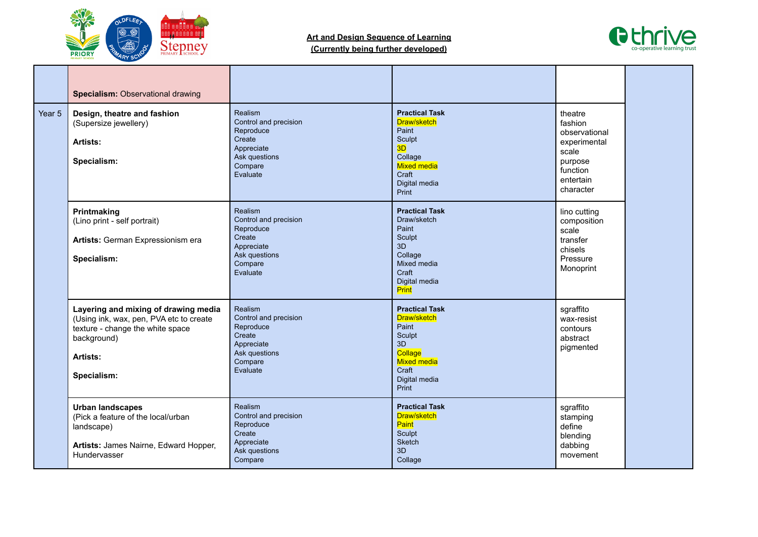**Art and Design Sequence of Learning**
**(Currently being further developed)**

| | | | | | |
|---|---|---|---|---|---|
| | **Specialism:** Observational drawing | | | | |
| Year 5 | **Design, theatre and fashion** (Supersize jewellery)<br><br>**Artists:**<br><br>**Specialism:** | Realism<br>Control and precision<br>Reproduce<br>Create<br>Appreciate<br>Ask questions<br>Compare<br>Evaluate | **Practical Task**<br>Draw/sketch<br>Paint<br>Sculpt<br>3D<br>Collage<br>Mixed media<br>Craft<br>Digital media<br>Print | theatre<br>fashion<br>observational<br>experimental<br>scale<br>purpose<br>function<br>entertain<br>character | |
| | **Printmaking** (Lino print - self portrait)<br><br>**Artists:** German Expressionism era<br><br>**Specialism:** | Realism<br>Control and precision<br>Reproduce<br>Create<br>Appreciate<br>Ask questions<br>Compare<br>Evaluate | **Practical Task**<br>Draw/sketch<br>Paint<br>Sculpt<br>3D<br>Collage<br>Mixed media<br>Craft<br>Digital media<br>Print | lino cutting<br>composition<br>scale<br>transfer<br>chisels<br>Pressure<br>Monoprint | |
| | **Layering and mixing of drawing media** (Using ink, wax, pen, PVA etc to create texture - change the white space background)<br><br>**Artists:**<br><br>**Specialism:** | Realism<br>Control and precision<br>Reproduce<br>Create<br>Appreciate<br>Ask questions<br>Compare<br>Evaluate | **Practical Task**<br>Draw/sketch<br>Paint<br>Sculpt<br>3D<br>Collage<br>Mixed media<br>Craft<br>Digital media<br>Print | sgraffito<br>wax-resist<br>contours<br>abstract<br>pigmented | |
| | **Urban landscapes** (Pick a feature of the local/urban landscape)<br><br>**Artists:** James Nairne, Edward Hopper, Hundervasser | Realism<br>Control and precision<br>Reproduce<br>Create<br>Appreciate<br>Ask questions<br>Compare | **Practical Task**<br>Draw/sketch<br>Paint<br>Sculpt<br>Sketch<br>3D<br>Collage | sgraffito<br>stamping<br>define<br>blending<br>dabbing<br>movement | |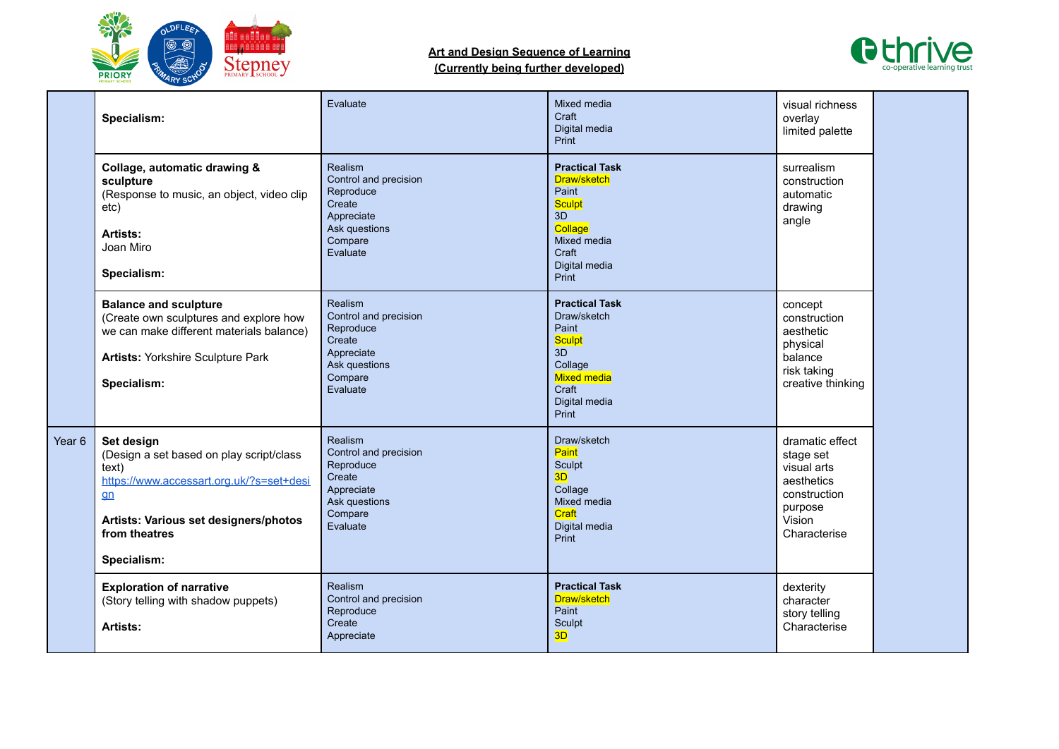**Art and Design Sequence of Learning**
**(Currently being further developed)**

| | | | | | |
|---|---|---|---|---|---|
| | **Specialism:** | Evaluate | Mixed media<br>Craft<br>Digital media<br>Print | visual richness<br>overlay<br>limited palette | |
| | **Collage, automatic drawing & sculpture**<br>(Response to music, an object, video clip etc)<br><br>**Artists:**<br>Joan Miro<br><br>**Specialism:** | Realism<br>Control and precision<br>Reproduce<br>Create<br>Appreciate<br>Ask questions<br>Compare<br>Evaluate | **Practical Task**<br>Draw/sketch<br>Paint<br>Sculpt<br>3D<br>Collage<br>Mixed media<br>Craft<br>Digital media<br>Print | surrealism<br>construction<br>automatic<br>drawing<br>angle | |
| | **Balance and sculpture**<br>(Create own sculptures and explore how we can make different materials balance)<br><br>**Artists:** Yorkshire Sculpture Park<br><br>**Specialism:** | Realism<br>Control and precision<br>Reproduce<br>Create<br>Appreciate<br>Ask questions<br>Compare<br>Evaluate | **Practical Task**<br>Draw/sketch<br>Paint<br>Sculpt<br>3D<br>Collage<br>Mixed media<br>Craft<br>Digital media<br>Print | concept<br>construction<br>aesthetic<br>physical<br>balance<br>risk taking<br>creative thinking | |
| Year 6 | **Set design**<br>(Design a set based on play script/class text)<br>https://www.accessart.org.uk/?s=set+design<br><br>**Artists: Various set designers/photos from theatres**<br><br>**Specialism:** | Realism<br>Control and precision<br>Reproduce<br>Create<br>Appreciate<br>Ask questions<br>Compare<br>Evaluate | Draw/sketch<br>Paint<br>Sculpt<br>3D<br>Collage<br>Mixed media<br>Craft<br>Digital media<br>Print | dramatic effect<br>stage set<br>visual arts<br>aesthetics<br>construction<br>purpose<br>Vision<br>Characterise | |
| | **Exploration of narrative**<br>(Story telling with shadow puppets)<br><br>**Artists:** | Realism<br>Control and precision<br>Reproduce<br>Create<br>Appreciate | **Practical Task**<br>Draw/sketch<br>Paint<br>Sculpt<br>3D | dexterity<br>character<br>story telling<br>Characterise | |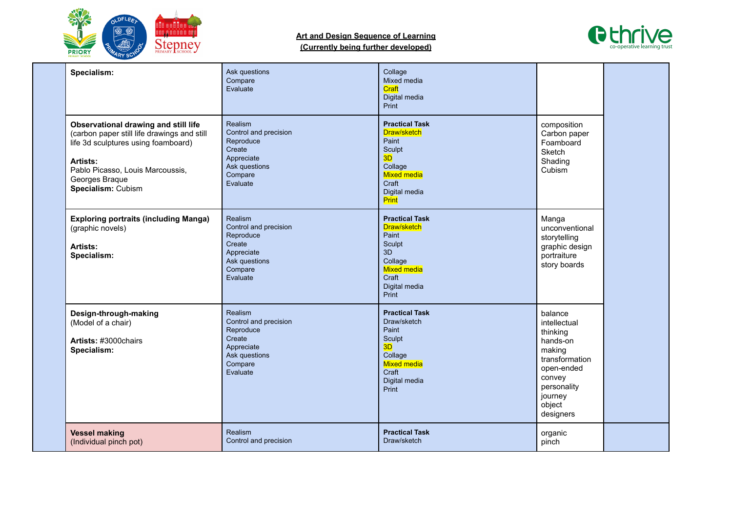**Art and Design Sequence of Learning**
**(Currently being further developed)**

| | | | | | |
|---|---|---|---|---|---|
| | **Specialism:** | Ask questions<br>Compare<br>Evaluate | Collage<br>Mixed media<br>Craft<br>Digital media<br>Print | | |
| | **Observational drawing and still life** (carbon paper still life drawings and still life 3d sculptures using foamboard)<br><br>**Artists:**<br>Pablo Picasso, Louis Marcoussis, Georges Braque<br>**Specialism:** Cubism | Realism<br>Control and precision<br>Reproduce<br>Create<br>Appreciate<br>Ask questions<br>Compare<br>Evaluate | **Practical Task**<br>Draw/sketch<br>Paint<br>Sculpt<br>3D<br>Collage<br>Mixed media<br>Craft<br>Digital media<br>Print | composition<br>Carbon paper<br>Foamboard<br>Sketch<br>Shading<br>Cubism | |
| | **Exploring portraits (including Manga)** (graphic novels)<br><br>**Artists:**<br>**Specialism:** | Realism<br>Control and precision<br>Reproduce<br>Create<br>Appreciate<br>Ask questions<br>Compare<br>Evaluate | **Practical Task**<br>Draw/sketch<br>Paint<br>Sculpt<br>3D<br>Collage<br>Mixed media<br>Craft<br>Digital media<br>Print | Manga<br>unconventional storytelling<br>graphic design<br>portraiture<br>story boards | |
| | **Design-through-making** (Model of a chair)<br><br>**Artists:** #3000chairs<br>**Specialism:** | Realism<br>Control and precision<br>Reproduce<br>Create<br>Appreciate<br>Ask questions<br>Compare<br>Evaluate | **Practical Task**<br>Draw/sketch<br>Paint<br>Sculpt<br>3D<br>Collage<br>Mixed media<br>Craft<br>Digital media<br>Print | balance<br>intellectual thinking<br>hands-on making<br>transformation<br>open-ended<br>convey personality<br>journey<br>object<br>designers | |
| | **Vessel making** (Individual pinch pot) | Realism<br>Control and precision | **Practical Task**<br>Draw/sketch | organic<br>pinch | |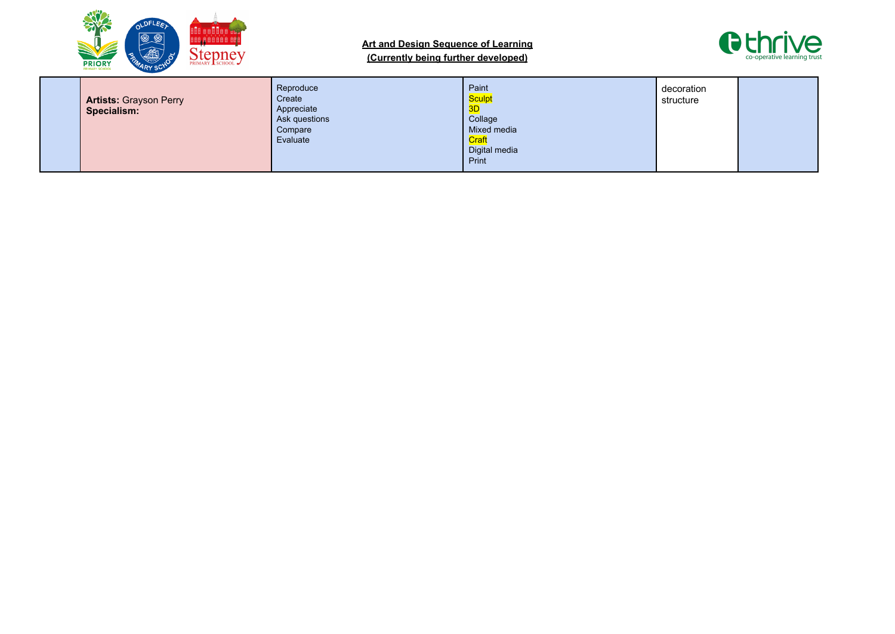**Art and Design Sequence of Learning**
**(Currently being further developed)**

| | | | | | |
|---|---|---|---|---|---|
| | **Artists:** Grayson Perry<br>**Specialism:** | Reproduce<br>Create<br>Appreciate<br>Ask questions<br>Compare<br>Evaluate | Paint<br>Sculpt<br>3D<br>Collage<br>Mixed media<br>Craft<br>Digital media<br>Print | decoration<br>structure | |